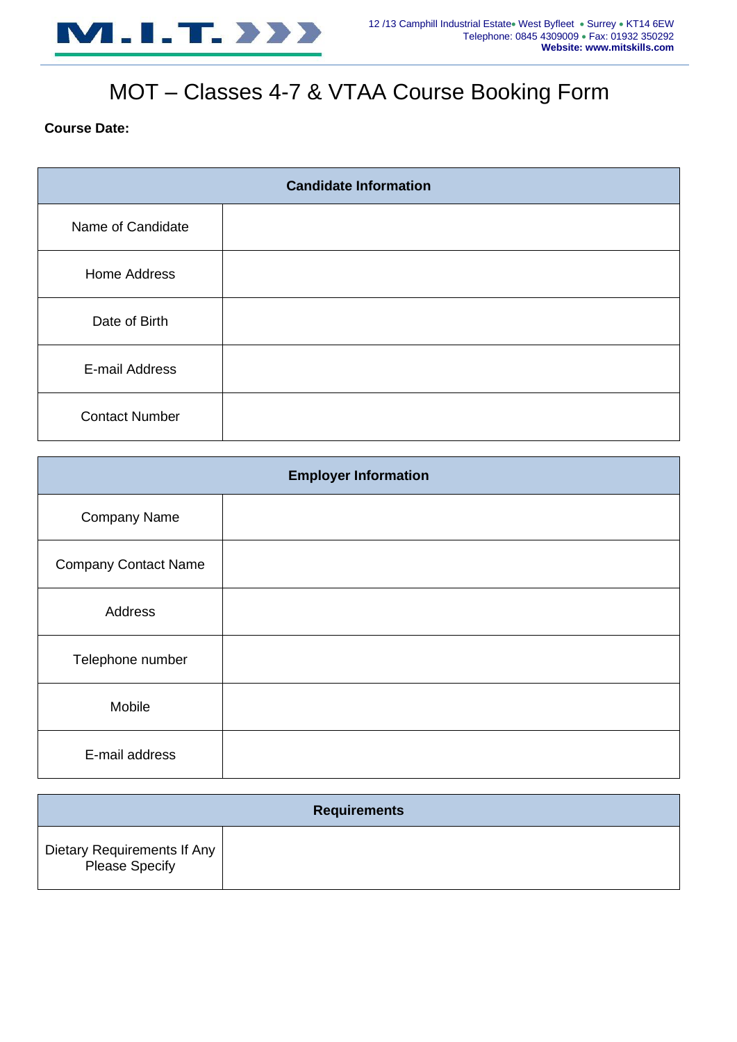M.I.T.

12 /13 Camphill Industrial Estate • West Byfleet • Surrey • KT14 6EW
Telephone: 0845 4309009 • Fax: 01932 350292
**Website: www.mitskills.com**

# MOT – Classes 4-7 & VTAA Course Booking Form

**Course Date:**

| **Candidate Information** | |
|---|---|
| Name of Candidate | |
| Home Address | |
| Date of Birth | |
| E-mail Address | |
| Contact Number | |

| **Employer Information** | |
|---|---|
| Company Name | |
| Company Contact Name | |
| Address | |
| Telephone number | |
| Mobile | |
| E-mail address | |

| **Requirements** | |
|---|---|
| Dietary Requirements If Any Please Specify | |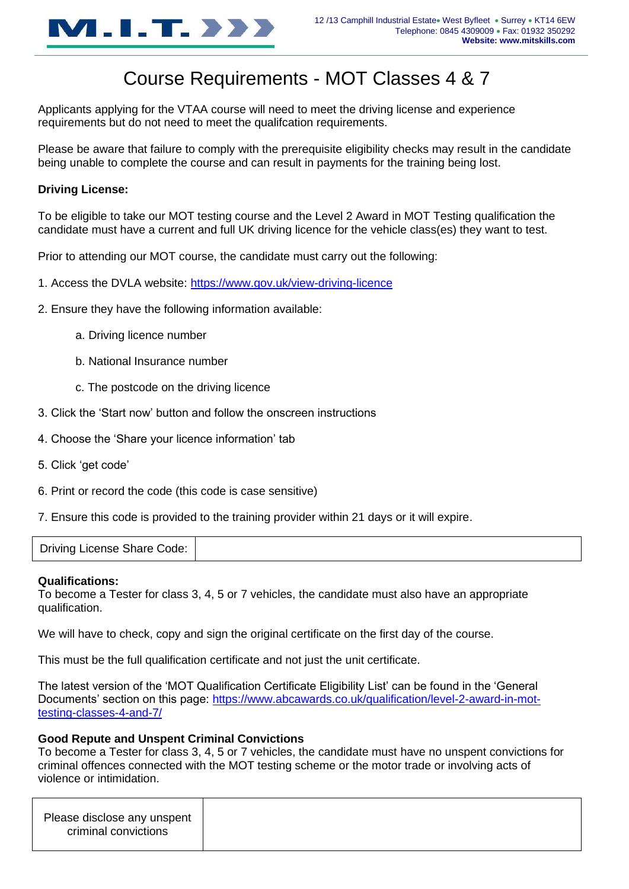# Course Requirements - MOT Classes 4 & 7

Applicants applying for the VTAA course will need to meet the driving license and experience requirements but do not need to meet the qualifcation requirements.

Please be aware that failure to comply with the prerequisite eligibility checks may result in the candidate being unable to complete the course and can result in payments for the training being lost.

**Driving License:**

To be eligible to take our MOT testing course and the Level 2 Award in MOT Testing qualification the candidate must have a current and full UK driving licence for the vehicle class(es) they want to test.

Prior to attending our MOT course, the candidate must carry out the following:

1. Access the DVLA website: https://www.gov.uk/view-driving-licence
2. Ensure they have the following information available:
   a. Driving licence number
   b. National Insurance number
   c. The postcode on the driving licence
3. Click the 'Start now' button and follow the onscreen instructions
4. Choose the 'Share your licence information' tab
5. Click 'get code'
6. Print or record the code (this code is case sensitive)
7. Ensure this code is provided to the training provider within 21 days or it will expire.

| Driving License Share Code: | |
|---|---|

**Qualifications:**
To become a Tester for class 3, 4, 5 or 7 vehicles, the candidate must also have an appropriate qualification.

We will have to check, copy and sign the original certificate on the first day of the course.

This must be the full qualification certificate and not just the unit certificate.

The latest version of the 'MOT Qualification Certificate Eligibility List' can be found in the 'General Documents' section on this page: https://www.abcawards.co.uk/qualification/level-2-award-in-mot-testing-classes-4-and-7/

**Good Repute and Unspent Criminal Convictions**
To become a Tester for class 3, 4, 5 or 7 vehicles, the candidate must have no unspent convictions for criminal offences connected with the MOT testing scheme or the motor trade or involving acts of violence or intimidation.

| Please disclose any unspent criminal convictions | |
|---|---|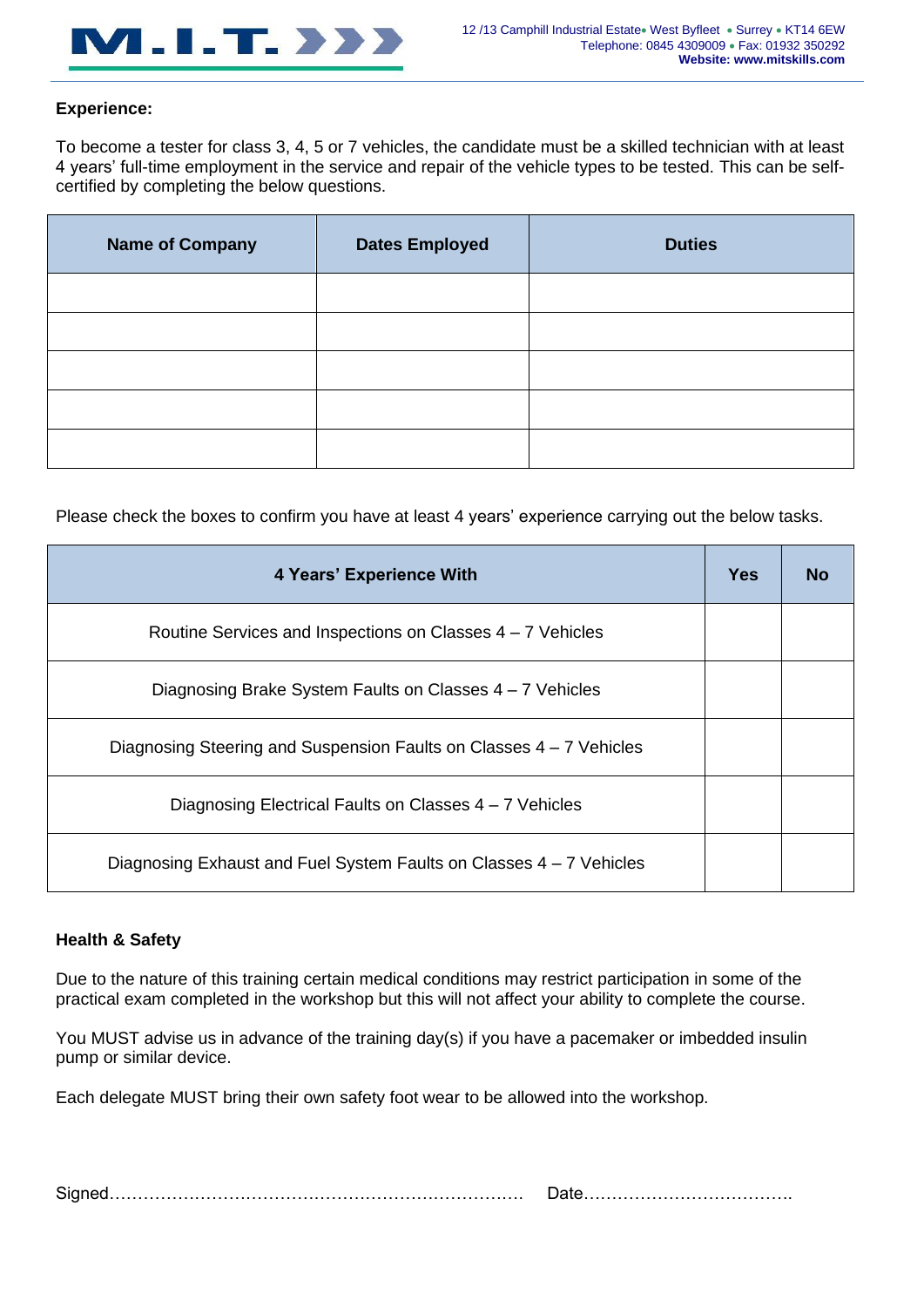**Experience:**

To become a tester for class 3, 4, 5 or 7 vehicles, the candidate must be a skilled technician with at least 4 years' full-time employment in the service and repair of the vehicle types to be tested. This can be self-certified by completing the below questions.

| Name of Company | Dates Employed | Duties |
|---|---|---|
| | | |
| | | |
| | | |
| | | |
| | | |

Please check the boxes to confirm you have at least 4 years' experience carrying out the below tasks.

| 4 Years' Experience With | Yes | No |
|---|---|---|
| Routine Services and Inspections on Classes 4 – 7 Vehicles | | |
| Diagnosing Brake System Faults on Classes 4 – 7 Vehicles | | |
| Diagnosing Steering and Suspension Faults on Classes 4 – 7 Vehicles | | |
| Diagnosing Electrical Faults on Classes 4 – 7 Vehicles | | |
| Diagnosing Exhaust and Fuel System Faults on Classes 4 – 7 Vehicles | | |

**Health & Safety**

Due to the nature of this training certain medical conditions may restrict participation in some of the practical exam completed in the workshop but this will not affect your ability to complete the course.

You MUST advise us in advance of the training day(s) if you have a pacemaker or imbedded insulin pump or similar device.

Each delegate MUST bring their own safety foot wear to be allowed into the workshop.

Signed………………………………………………………………  Date……………………………….